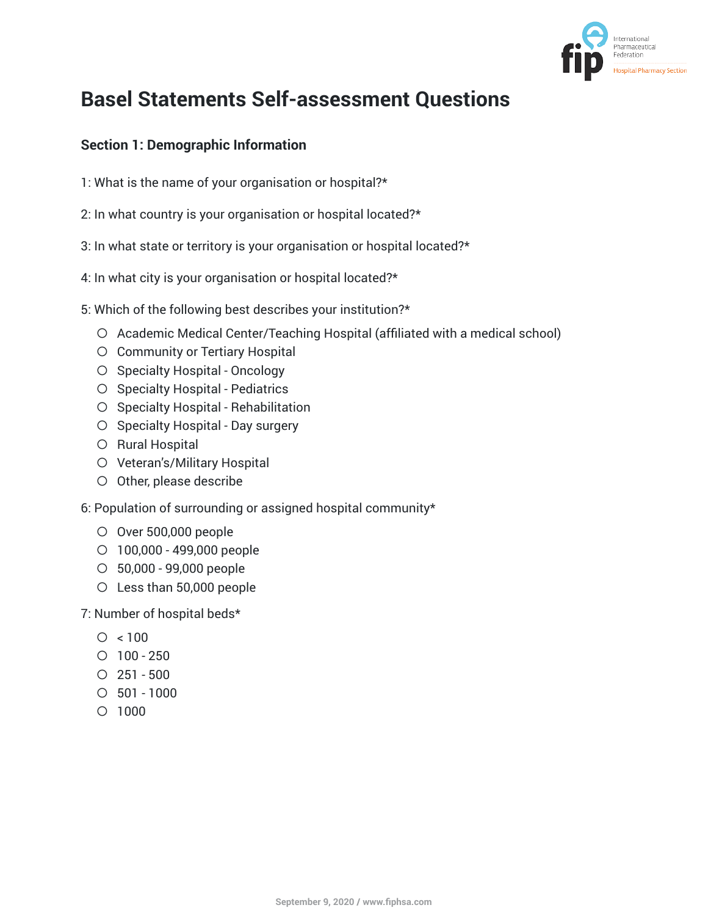# Basel Statements Self-assessment Questions

## Section 1: Demographic Information

1: What is the name of your organisation or hospital?*

2: In what country is your organisation or hospital located?*

3: In what state or territory is your organisation or hospital located?*

4: In what city is your organisation or hospital located?*

5: Which of the following best describes your institution?*

- Academic Medical Center/Teaching Hospital (affiliated with a medical school)
- Community or Tertiary Hospital
- Specialty Hospital - Oncology
- Specialty Hospital - Pediatrics
- Specialty Hospital - Rehabilitation
- Specialty Hospital - Day surgery
- Rural Hospital
- Veteran's/Military Hospital
- Other, please describe

6: Population of surrounding or assigned hospital community*

- Over 500,000 people
- 100,000 - 499,000 people
- 50,000 - 99,000 people
- Less than 50,000 people

7: Number of hospital beds*

- < 100
- 100 - 250
- 251 - 500
- 501 - 1000
- 1000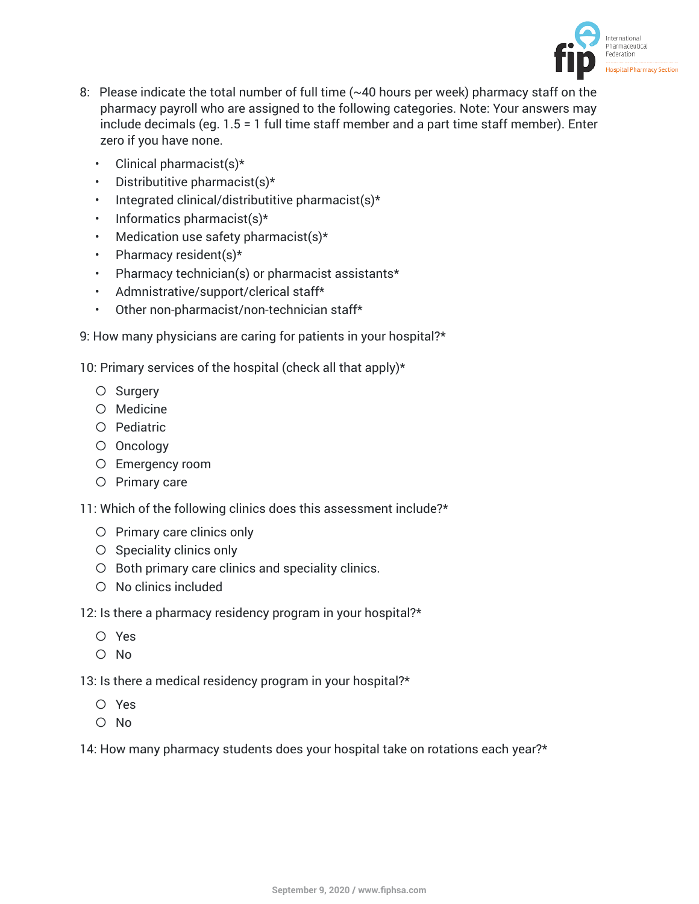8: Please indicate the total number of full time (~40 hours per week) pharmacy staff on the pharmacy payroll who are assigned to the following categories. Note: Your answers may include decimals (eg. 1.5 = 1 full time staff member and a part time staff member). Enter zero if you have none.

- Clinical pharmacist(s)*
- Distributitive pharmacist(s)*
- Integrated clinical/distributitive pharmacist(s)*
- Informatics pharmacist(s)*
- Medication use safety pharmacist(s)*
- Pharmacy resident(s)*
- Pharmacy technician(s) or pharmacist assistants*
- Admnistrative/support/clerical staff*
- Other non-pharmacist/non-technician staff*

9: How many physicians are caring for patients in your hospital?*

10: Primary services of the hospital (check all that apply)*

- ○ Surgery
- ○ Medicine
- ○ Pediatric
- ○ Oncology
- ○ Emergency room
- ○ Primary care

11: Which of the following clinics does this assessment include?*

- ○ Primary care clinics only
- ○ Speciality clinics only
- ○ Both primary care clinics and speciality clinics.
- ○ No clinics included

12: Is there a pharmacy residency program in your hospital?*

- ○ Yes
- ○ No

13: Is there a medical residency program in your hospital?*

- ○ Yes
- ○ No

14: How many pharmacy students does your hospital take on rotations each year?*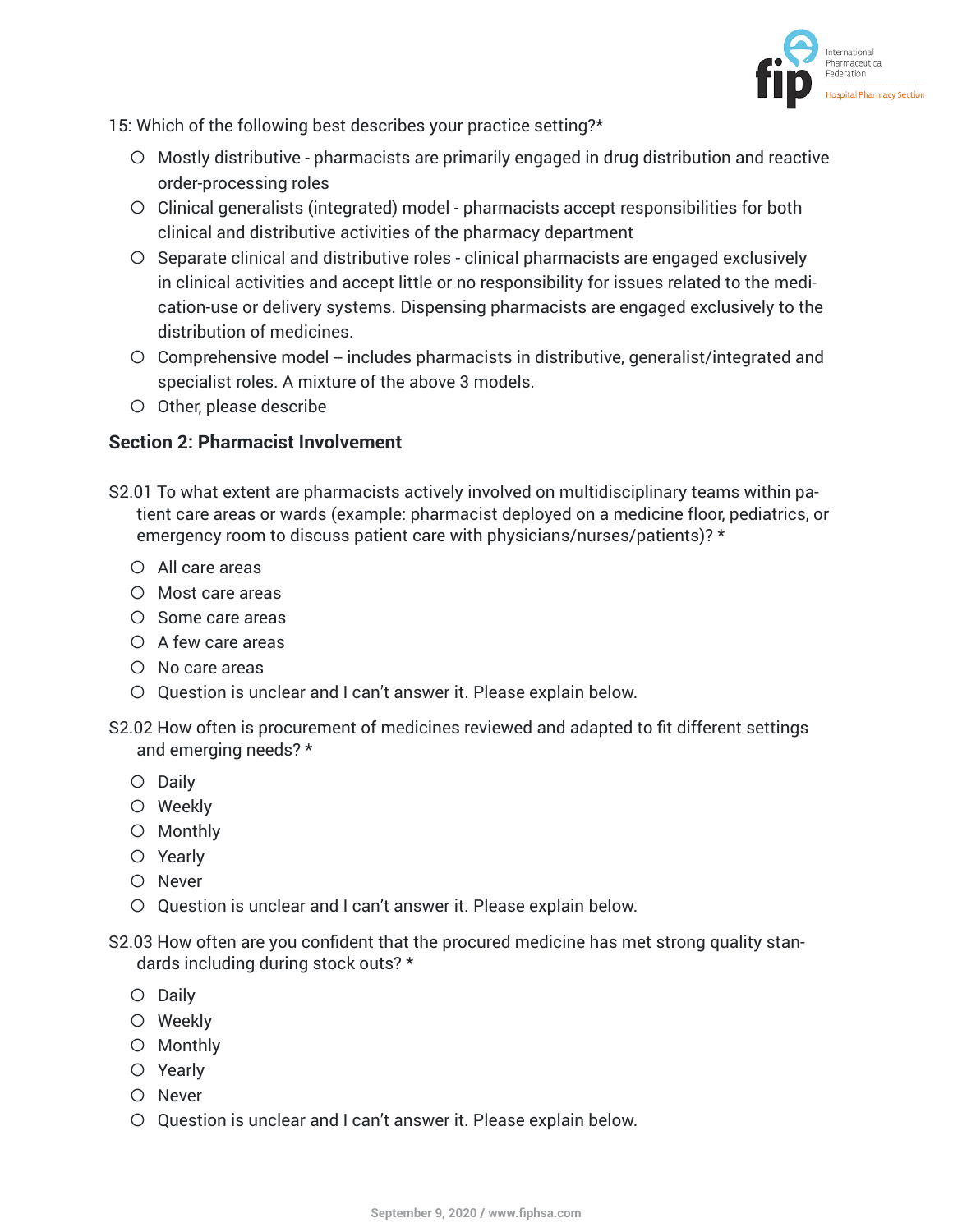15: Which of the following best describes your practice setting?*

- Mostly distributive - pharmacists are primarily engaged in drug distribution and reactive order-processing roles
- Clinical generalists (integrated) model - pharmacists accept responsibilities for both clinical and distributive activities of the pharmacy department
- Separate clinical and distributive roles - clinical pharmacists are engaged exclusively in clinical activities and accept little or no responsibility for issues related to the medication-use or delivery systems. Dispensing pharmacists are engaged exclusively to the distribution of medicines.
- Comprehensive model -- includes pharmacists in distributive, generalist/integrated and specialist roles. A mixture of the above 3 models.
- Other, please describe

## Section 2: Pharmacist Involvement

S2.01 To what extent are pharmacists actively involved on multidisciplinary teams within patient care areas or wards (example: pharmacist deployed on a medicine floor, pediatrics, or emergency room to discuss patient care with physicians/nurses/patients)? *

- All care areas
- Most care areas
- Some care areas
- A few care areas
- No care areas
- Question is unclear and I can't answer it. Please explain below.

S2.02 How often is procurement of medicines reviewed and adapted to fit different settings and emerging needs? *

- Daily
- Weekly
- Monthly
- Yearly
- Never
- Question is unclear and I can't answer it. Please explain below.

S2.03 How often are you confident that the procured medicine has met strong quality standards including during stock outs? *

- Daily
- Weekly
- Monthly
- Yearly
- Never
- Question is unclear and I can't answer it. Please explain below.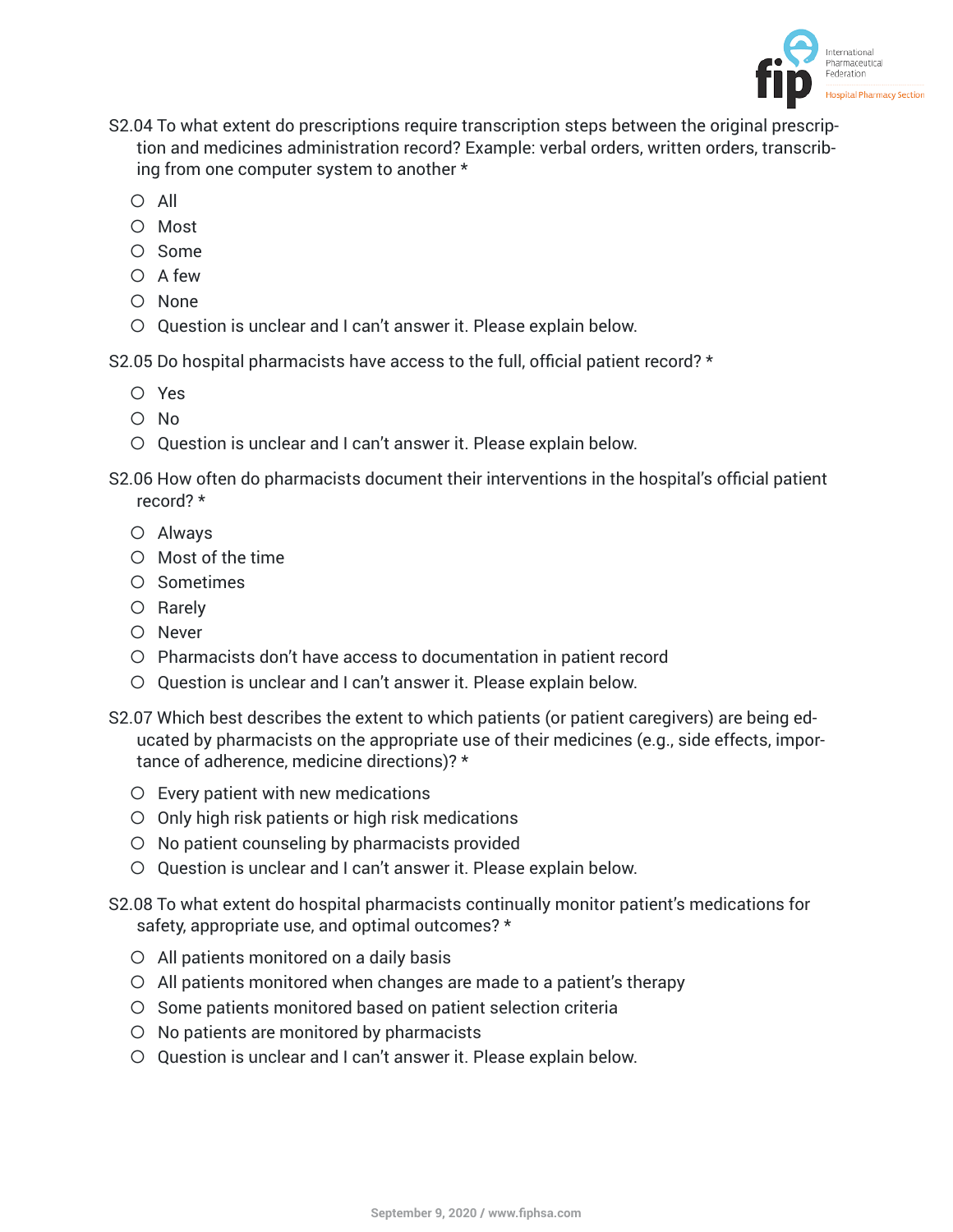S2.04 To what extent do prescriptions require transcription steps between the original prescription and medicines administration record? Example: verbal orders, written orders, transcribing from one computer system to another *

- All
- Most
- Some
- A few
- None
- Question is unclear and I can't answer it. Please explain below.

S2.05 Do hospital pharmacists have access to the full, official patient record? *

- Yes
- No
- Question is unclear and I can't answer it. Please explain below.

S2.06 How often do pharmacists document their interventions in the hospital's official patient record? *

- Always
- Most of the time
- Sometimes
- Rarely
- Never
- Pharmacists don't have access to documentation in patient record
- Question is unclear and I can't answer it. Please explain below.

S2.07 Which best describes the extent to which patients (or patient caregivers) are being educated by pharmacists on the appropriate use of their medicines (e.g., side effects, importance of adherence, medicine directions)? *

- Every patient with new medications
- Only high risk patients or high risk medications
- No patient counseling by pharmacists provided
- Question is unclear and I can't answer it. Please explain below.

S2.08 To what extent do hospital pharmacists continually monitor patient's medications for safety, appropriate use, and optimal outcomes? *

- All patients monitored on a daily basis
- All patients monitored when changes are made to a patient's therapy
- Some patients monitored based on patient selection criteria
- No patients are monitored by pharmacists
- Question is unclear and I can't answer it. Please explain below.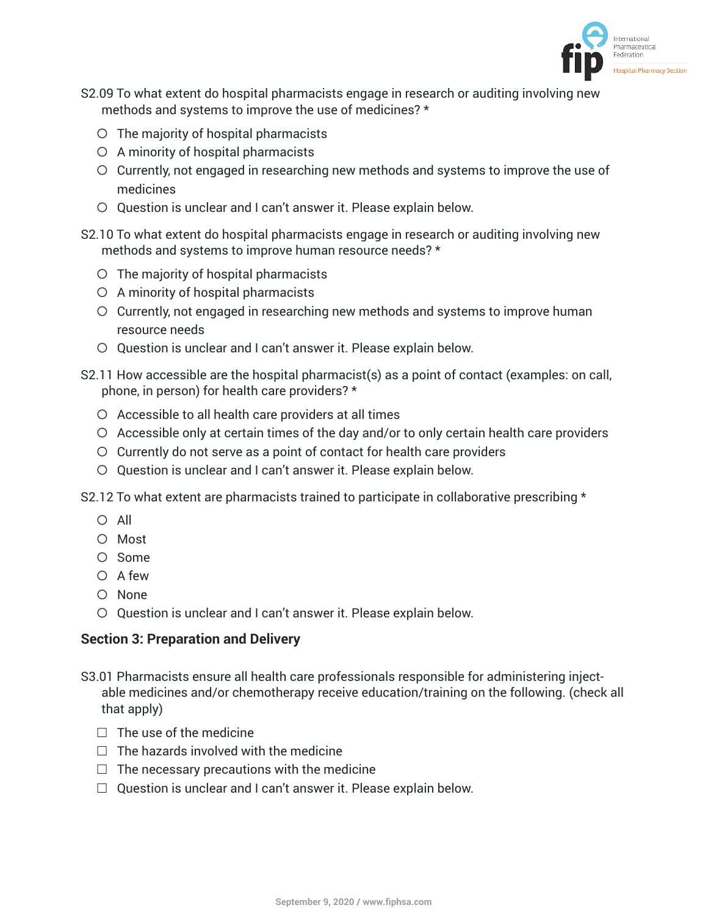S2.09 To what extent do hospital pharmacists engage in research or auditing involving new methods and systems to improve the use of medicines? *

- ○ The majority of hospital pharmacists
- ○ A minority of hospital pharmacists
- ○ Currently, not engaged in researching new methods and systems to improve the use of medicines
- ○ Question is unclear and I can't answer it. Please explain below.

S2.10 To what extent do hospital pharmacists engage in research or auditing involving new methods and systems to improve human resource needs? *

- ○ The majority of hospital pharmacists
- ○ A minority of hospital pharmacists
- ○ Currently, not engaged in researching new methods and systems to improve human resource needs
- ○ Question is unclear and I can't answer it. Please explain below.

S2.11 How accessible are the hospital pharmacist(s) as a point of contact (examples: on call, phone, in person) for health care providers? *

- ○ Accessible to all health care providers at all times
- ○ Accessible only at certain times of the day and/or to only certain health care providers
- ○ Currently do not serve as a point of contact for health care providers
- ○ Question is unclear and I can't answer it. Please explain below.

S2.12 To what extent are pharmacists trained to participate in collaborative prescribing *

- ○ All
- ○ Most
- ○ Some
- ○ A few
- ○ None
- ○ Question is unclear and I can't answer it. Please explain below.

## Section 3: Preparation and Delivery

S3.01 Pharmacists ensure all health care professionals responsible for administering injectable medicines and/or chemotherapy receive education/training on the following. (check all that apply)

- ☐ The use of the medicine
- ☐ The hazards involved with the medicine
- ☐ The necessary precautions with the medicine
- ☐ Question is unclear and I can't answer it. Please explain below.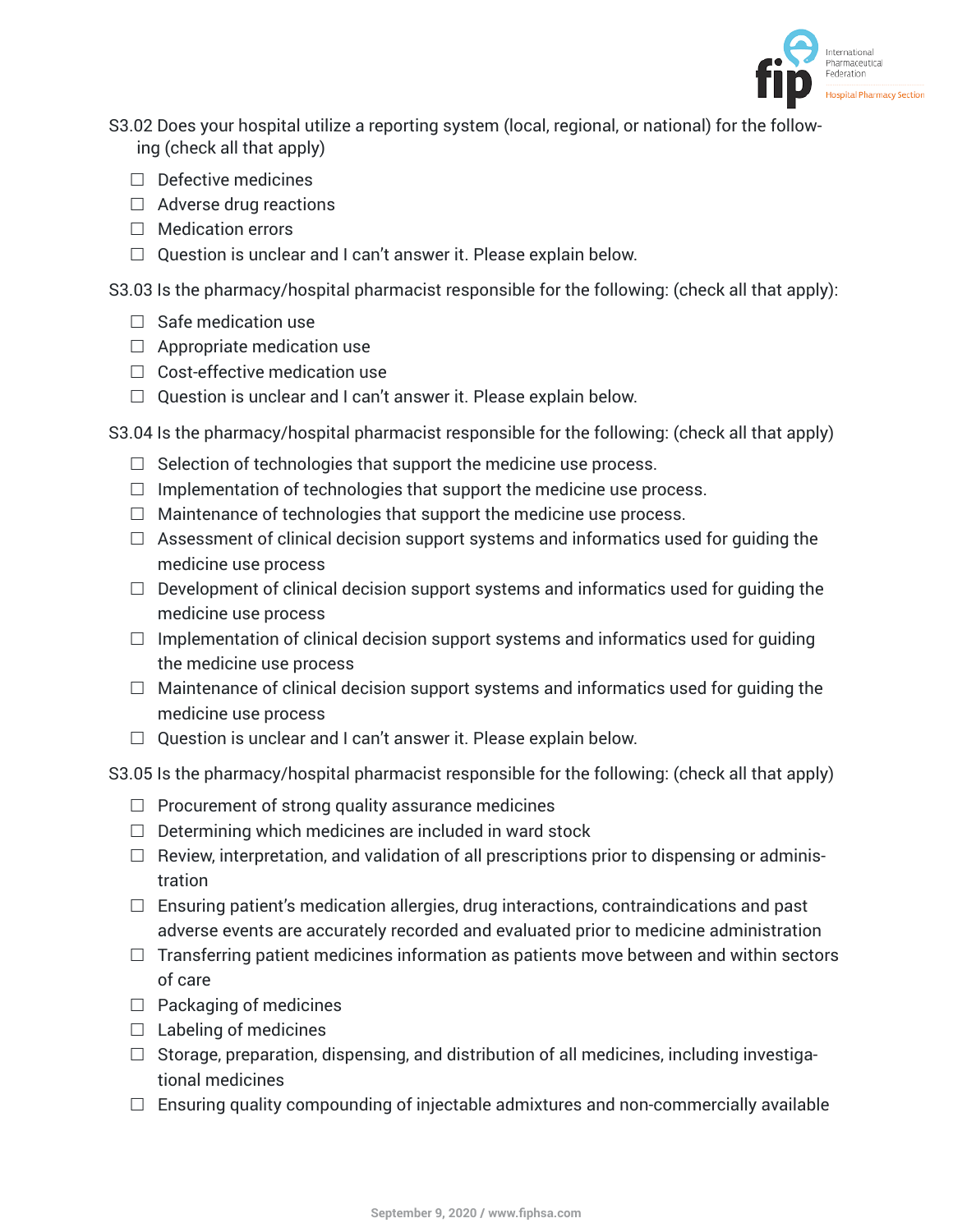S3.02 Does your hospital utilize a reporting system (local, regional, or national) for the following (check all that apply)

- ☐ Defective medicines
- ☐ Adverse drug reactions
- ☐ Medication errors
- ☐ Question is unclear and I can't answer it. Please explain below.

S3.03 Is the pharmacy/hospital pharmacist responsible for the following: (check all that apply):

- ☐ Safe medication use
- ☐ Appropriate medication use
- ☐ Cost-effective medication use
- ☐ Question is unclear and I can't answer it. Please explain below.

S3.04 Is the pharmacy/hospital pharmacist responsible for the following: (check all that apply)

- ☐ Selection of technologies that support the medicine use process.
- ☐ Implementation of technologies that support the medicine use process.
- ☐ Maintenance of technologies that support the medicine use process.
- ☐ Assessment of clinical decision support systems and informatics used for guiding the medicine use process
- ☐ Development of clinical decision support systems and informatics used for guiding the medicine use process
- ☐ Implementation of clinical decision support systems and informatics used for guiding the medicine use process
- ☐ Maintenance of clinical decision support systems and informatics used for guiding the medicine use process
- ☐ Question is unclear and I can't answer it. Please explain below.

S3.05 Is the pharmacy/hospital pharmacist responsible for the following: (check all that apply)

- ☐ Procurement of strong quality assurance medicines
- ☐ Determining which medicines are included in ward stock
- ☐ Review, interpretation, and validation of all prescriptions prior to dispensing or administration
- ☐ Ensuring patient's medication allergies, drug interactions, contraindications and past adverse events are accurately recorded and evaluated prior to medicine administration
- ☐ Transferring patient medicines information as patients move between and within sectors of care
- ☐ Packaging of medicines
- ☐ Labeling of medicines
- ☐ Storage, preparation, dispensing, and distribution of all medicines, including investigational medicines
- ☐ Ensuring quality compounding of injectable admixtures and non-commercially available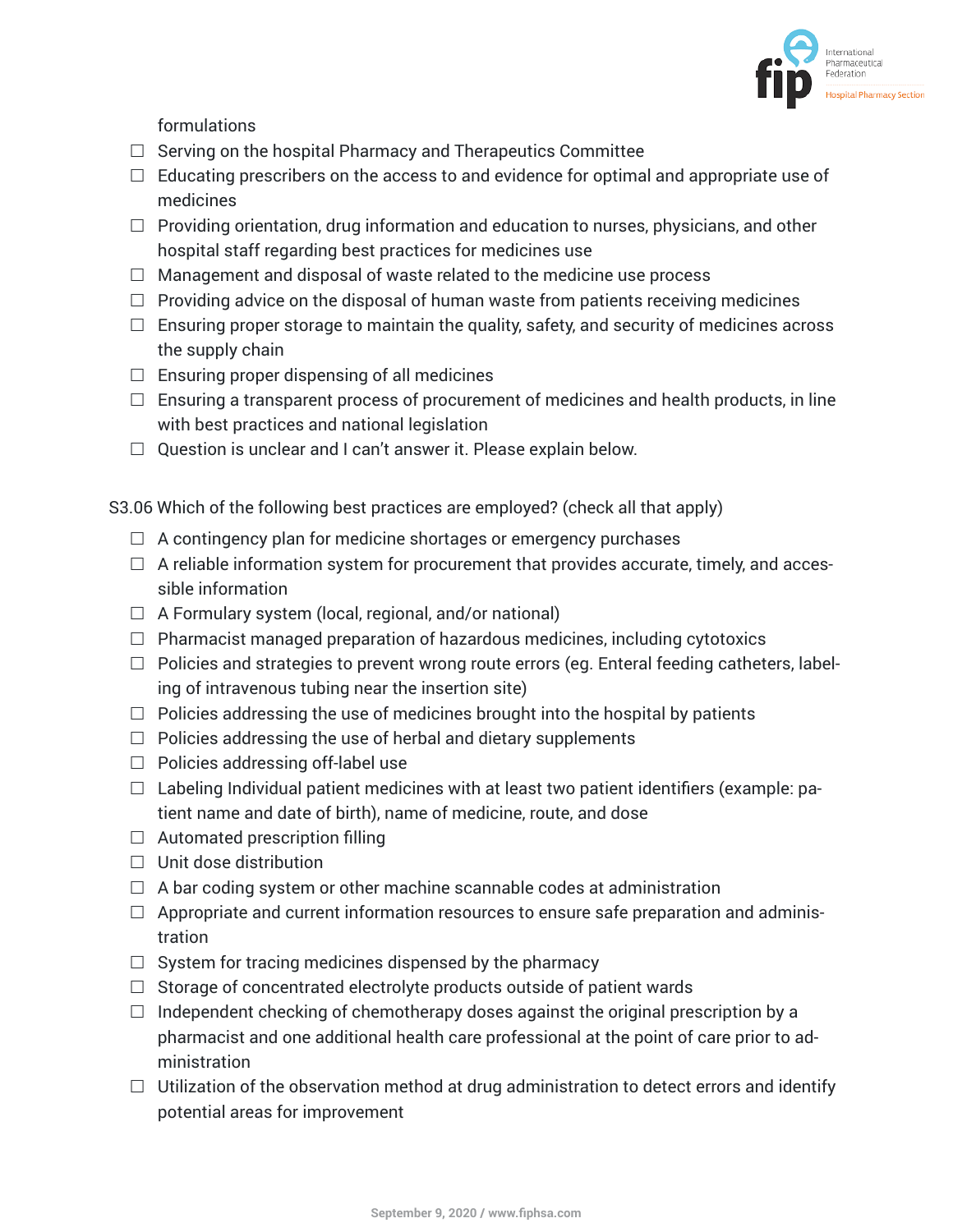formulations

- ☐ Serving on the hospital Pharmacy and Therapeutics Committee
- ☐ Educating prescribers on the access to and evidence for optimal and appropriate use of medicines
- ☐ Providing orientation, drug information and education to nurses, physicians, and other hospital staff regarding best practices for medicines use
- ☐ Management and disposal of waste related to the medicine use process
- ☐ Providing advice on the disposal of human waste from patients receiving medicines
- ☐ Ensuring proper storage to maintain the quality, safety, and security of medicines across the supply chain
- ☐ Ensuring proper dispensing of all medicines
- ☐ Ensuring a transparent process of procurement of medicines and health products, in line with best practices and national legislation
- ☐ Question is unclear and I can't answer it. Please explain below.

S3.06 Which of the following best practices are employed? (check all that apply)

- ☐ A contingency plan for medicine shortages or emergency purchases
- ☐ A reliable information system for procurement that provides accurate, timely, and accessible information
- ☐ A Formulary system (local, regional, and/or national)
- ☐ Pharmacist managed preparation of hazardous medicines, including cytotoxics
- ☐ Policies and strategies to prevent wrong route errors (eg. Enteral feeding catheters, labeling of intravenous tubing near the insertion site)
- ☐ Policies addressing the use of medicines brought into the hospital by patients
- ☐ Policies addressing the use of herbal and dietary supplements
- ☐ Policies addressing off-label use
- ☐ Labeling Individual patient medicines with at least two patient identifiers (example: patient name and date of birth), name of medicine, route, and dose
- ☐ Automated prescription filling
- ☐ Unit dose distribution
- ☐ A bar coding system or other machine scannable codes at administration
- ☐ Appropriate and current information resources to ensure safe preparation and administration
- ☐ System for tracing medicines dispensed by the pharmacy
- ☐ Storage of concentrated electrolyte products outside of patient wards
- ☐ Independent checking of chemotherapy doses against the original prescription by a pharmacist and one additional health care professional at the point of care prior to administration
- ☐ Utilization of the observation method at drug administration to detect errors and identify potential areas for improvement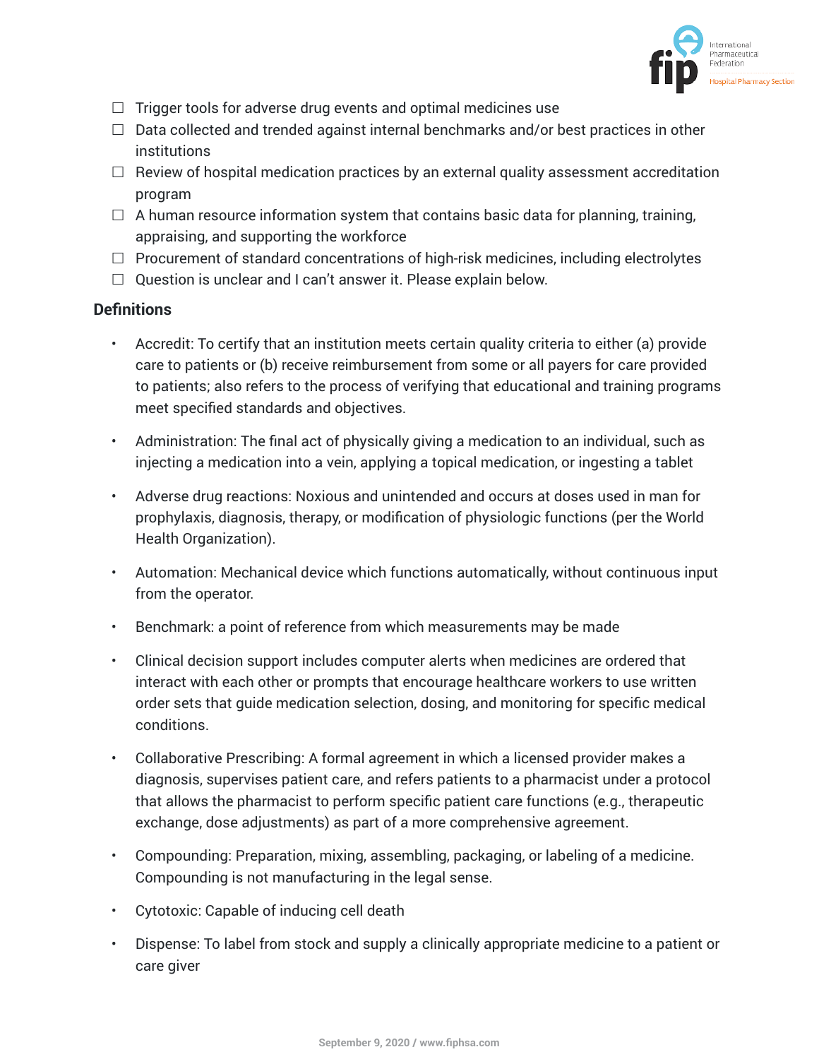- ☐ Trigger tools for adverse drug events and optimal medicines use
- ☐ Data collected and trended against internal benchmarks and/or best practices in other institutions
- ☐ Review of hospital medication practices by an external quality assessment accreditation program
- ☐ A human resource information system that contains basic data for planning, training, appraising, and supporting the workforce
- ☐ Procurement of standard concentrations of high-risk medicines, including electrolytes
- ☐ Question is unclear and I can't answer it. Please explain below.

## Definitions

- Accredit: To certify that an institution meets certain quality criteria to either (a) provide care to patients or (b) receive reimbursement from some or all payers for care provided to patients; also refers to the process of verifying that educational and training programs meet specified standards and objectives.

- Administration: The final act of physically giving a medication to an individual, such as injecting a medication into a vein, applying a topical medication, or ingesting a tablet

- Adverse drug reactions: Noxious and unintended and occurs at doses used in man for prophylaxis, diagnosis, therapy, or modification of physiologic functions (per the World Health Organization).

- Automation: Mechanical device which functions automatically, without continuous input from the operator.

- Benchmark: a point of reference from which measurements may be made

- Clinical decision support includes computer alerts when medicines are ordered that interact with each other or prompts that encourage healthcare workers to use written order sets that guide medication selection, dosing, and monitoring for specific medical conditions.

- Collaborative Prescribing: A formal agreement in which a licensed provider makes a diagnosis, supervises patient care, and refers patients to a pharmacist under a protocol that allows the pharmacist to perform specific patient care functions (e.g., therapeutic exchange, dose adjustments) as part of a more comprehensive agreement.

- Compounding: Preparation, mixing, assembling, packaging, or labeling of a medicine. Compounding is not manufacturing in the legal sense.

- Cytotoxic: Capable of inducing cell death

- Dispense: To label from stock and supply a clinically appropriate medicine to a patient or care giver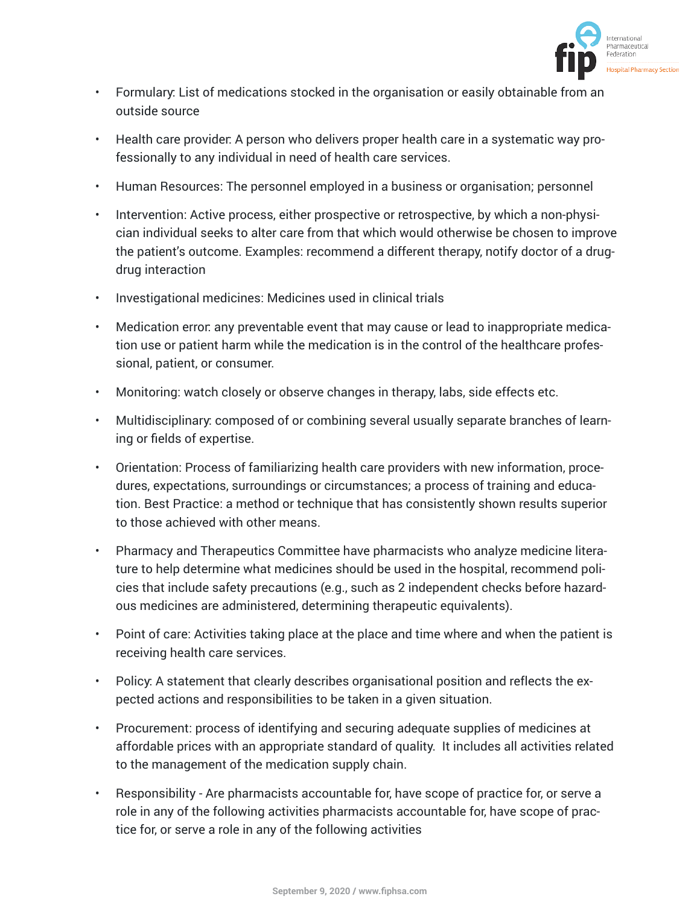- Formulary: List of medications stocked in the organisation or easily obtainable from an outside source

- Health care provider: A person who delivers proper health care in a systematic way professionally to any individual in need of health care services.

- Human Resources: The personnel employed in a business or organisation; personnel

- Intervention: Active process, either prospective or retrospective, by which a non-physician individual seeks to alter care from that which would otherwise be chosen to improve the patient's outcome. Examples: recommend a different therapy, notify doctor of a drug-drug interaction

- Investigational medicines: Medicines used in clinical trials

- Medication error: any preventable event that may cause or lead to inappropriate medication use or patient harm while the medication is in the control of the healthcare professional, patient, or consumer.

- Monitoring: watch closely or observe changes in therapy, labs, side effects etc.

- Multidisciplinary: composed of or combining several usually separate branches of learning or fields of expertise.

- Orientation: Process of familiarizing health care providers with new information, procedures, expectations, surroundings or circumstances; a process of training and education. Best Practice: a method or technique that has consistently shown results superior to those achieved with other means.

- Pharmacy and Therapeutics Committee have pharmacists who analyze medicine literature to help determine what medicines should be used in the hospital, recommend policies that include safety precautions (e.g., such as 2 independent checks before hazardous medicines are administered, determining therapeutic equivalents).

- Point of care: Activities taking place at the place and time where and when the patient is receiving health care services.

- Policy: A statement that clearly describes organisational position and reflects the expected actions and responsibilities to be taken in a given situation.

- Procurement: process of identifying and securing adequate supplies of medicines at affordable prices with an appropriate standard of quality. It includes all activities related to the management of the medication supply chain.

- Responsibility - Are pharmacists accountable for, have scope of practice for, or serve a role in any of the following activities pharmacists accountable for, have scope of practice for, or serve a role in any of the following activities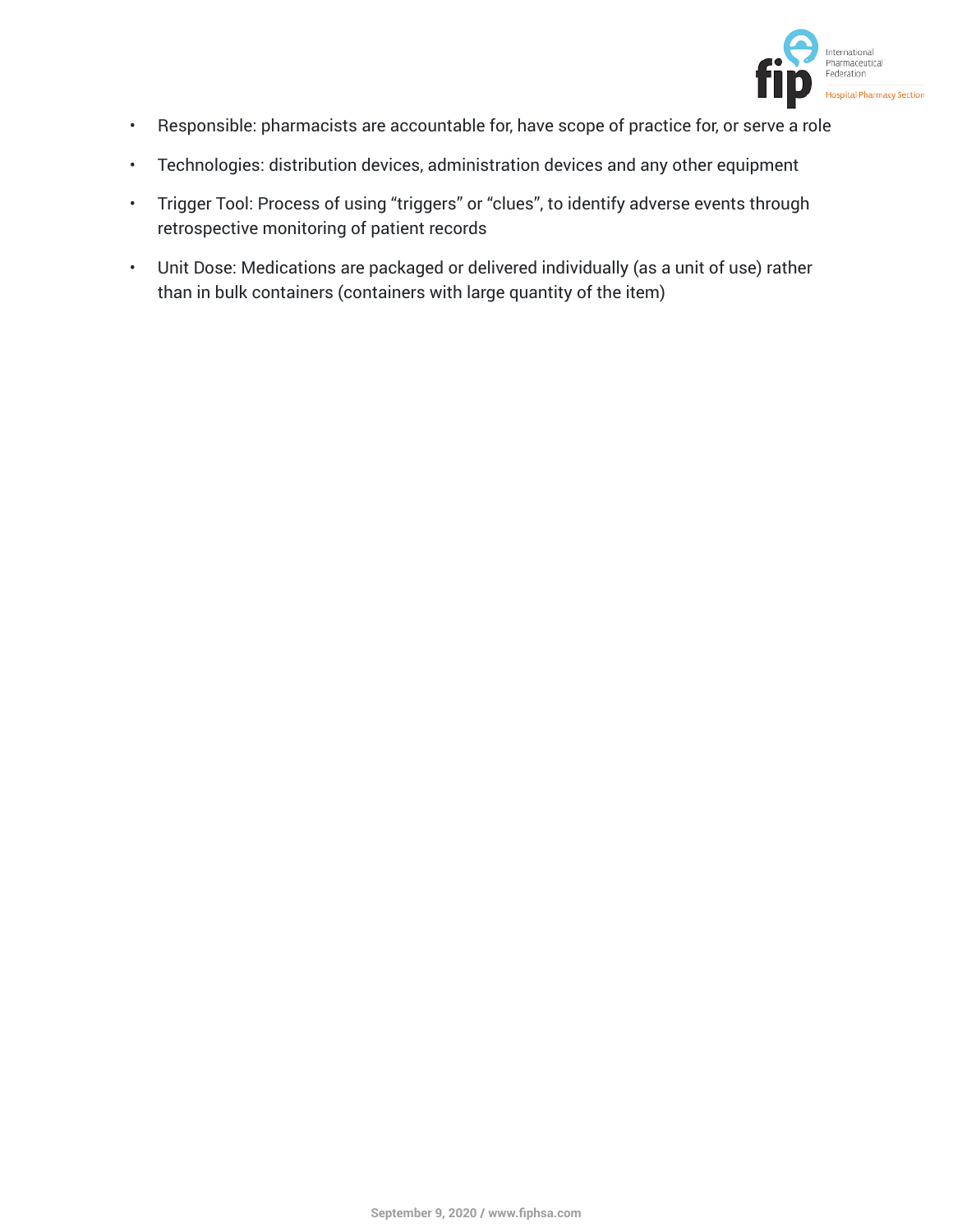- Responsible: pharmacists are accountable for, have scope of practice for, or serve a role
- Technologies: distribution devices, administration devices and any other equipment
- Trigger Tool: Process of using “triggers” or “clues”, to identify adverse events through retrospective monitoring of patient records
- Unit Dose: Medications are packaged or delivered individually (as a unit of use) rather than in bulk containers (containers with large quantity of the item)